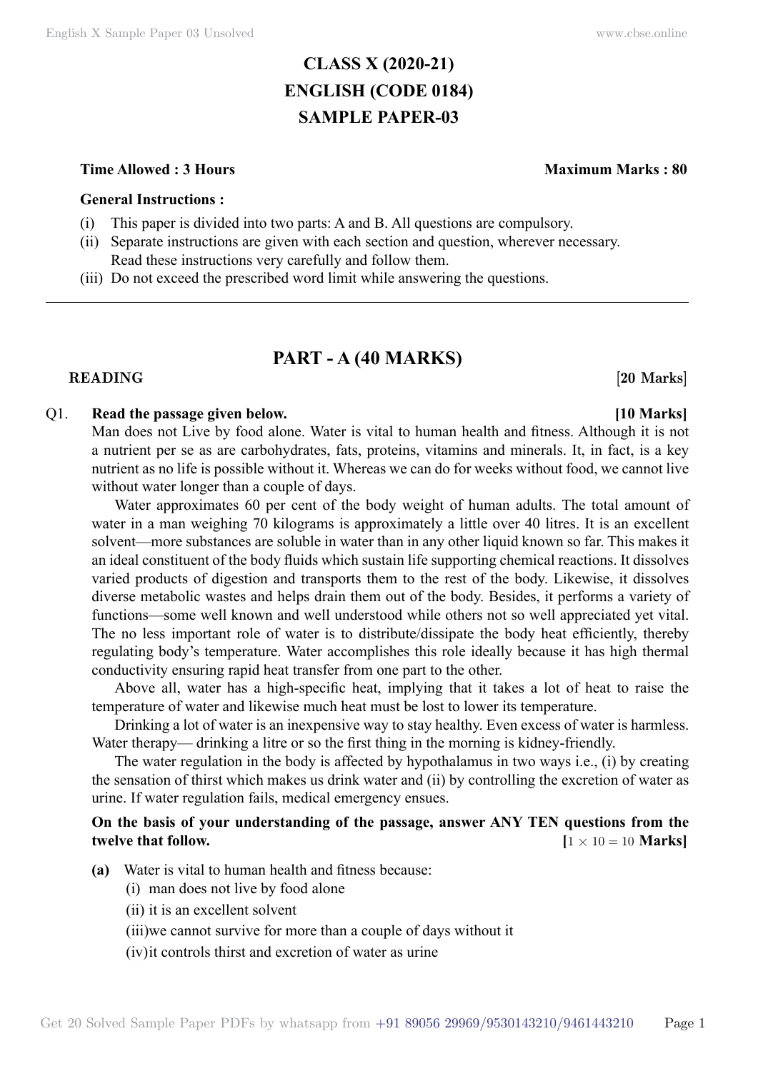# CLASS X (2020-21)
# ENGLISH (CODE 0184)
# SAMPLE PAPER-03

**Time Allowed : 3 Hours** **Maximum Marks : 80**

**General Instructions :**

(i) This paper is divided into two parts: A and B. All questions are compulsory.
(ii) Separate instructions are given with each section and question, wherever necessary. Read these instructions very carefully and follow them.
(iii) Do not exceed the prescribed word limit while answering the questions.

---

## PART - A (40 MARKS)

**READING** **[20 Marks]**

Q1. **Read the passage given below.** **[10 Marks]**

Man does not Live by food alone. Water is vital to human health and fitness. Although it is not a nutrient per se as are carbohydrates, fats, proteins, vitamins and minerals. It, in fact, is a key nutrient as no life is possible without it. Whereas we can do for weeks without food, we cannot live without water longer than a couple of days.

Water approximates 60 per cent of the body weight of human adults. The total amount of water in a man weighing 70 kilograms is approximately a little over 40 litres. It is an excellent solvent—more substances are soluble in water than in any other liquid known so far. This makes it an ideal constituent of the body fluids which sustain life supporting chemical reactions. It dissolves varied products of digestion and transports them to the rest of the body. Likewise, it dissolves diverse metabolic wastes and helps drain them out of the body. Besides, it performs a variety of functions—some well known and well understood while others not so well appreciated yet vital. The no less important role of water is to distribute/dissipate the body heat efficiently, thereby regulating body's temperature. Water accomplishes this role ideally because it has high thermal conductivity ensuring rapid heat transfer from one part to the other.

Above all, water has a high-specific heat, implying that it takes a lot of heat to raise the temperature of water and likewise much heat must be lost to lower its temperature.

Drinking a lot of water is an inexpensive way to stay healthy. Even excess of water is harmless. Water therapy— drinking a litre or so the first thing in the morning is kidney-friendly.

The water regulation in the body is affected by hypothalamus in two ways i.e., (i) by creating the sensation of thirst which makes us drink water and (ii) by controlling the excretion of water as urine. If water regulation fails, medical emergency ensues.

**On the basis of your understanding of the passage, answer ANY TEN questions from the twelve that follow.** **[$1 \times 10 = 10$ Marks]**

**(a)** Water is vital to human health and fitness because:
(i) man does not live by food alone
(ii) it is an excellent solvent
(iii) we cannot survive for more than a couple of days without it
(iv) it controls thirst and excretion of water as urine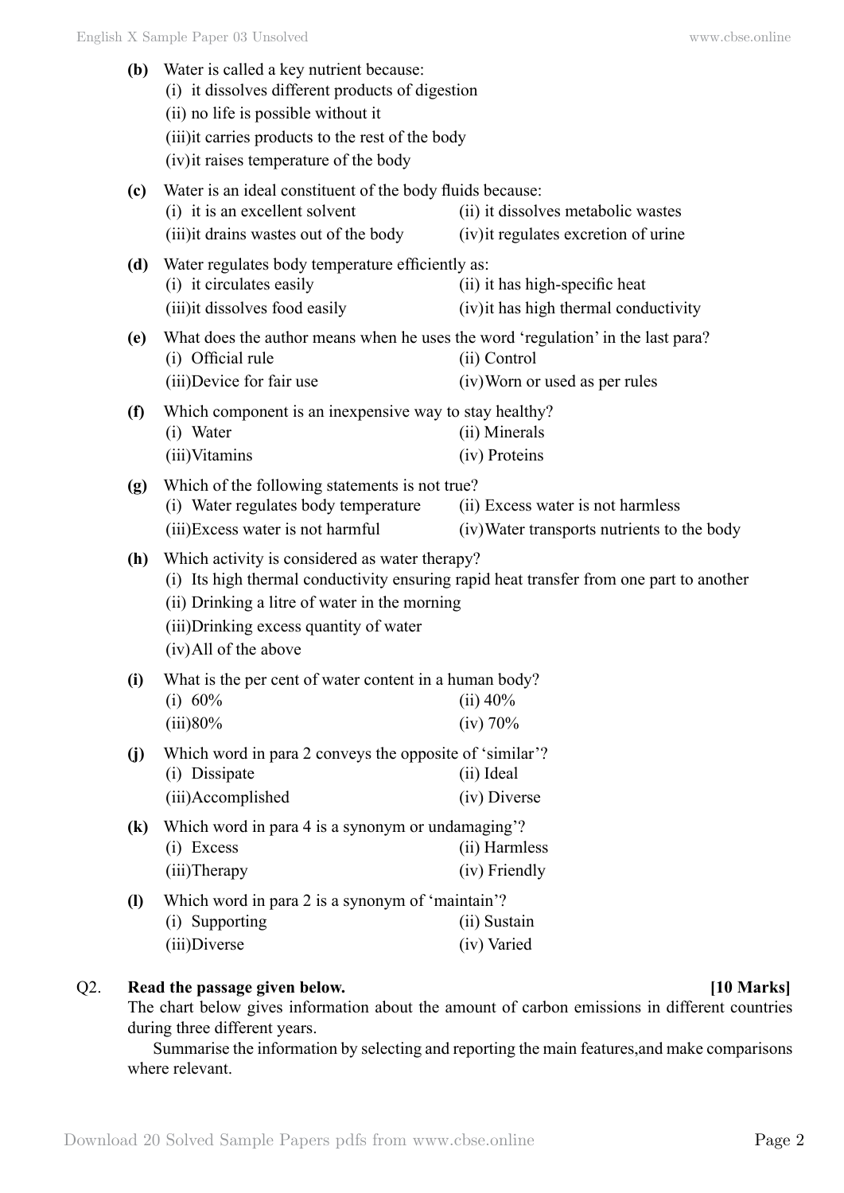**(b)** Water is called a key nutrient because:
(i) it dissolves different products of digestion
(ii) no life is possible without it
(iii)it carries products to the rest of the body
(iv)it raises temperature of the body

**(c)** Water is an ideal constituent of the body fluids because:
(i) it is an excellent solvent
(ii) it dissolves metabolic wastes
(iii)it drains wastes out of the body
(iv)it regulates excretion of urine

**(d)** Water regulates body temperature efficiently as:
(i) it circulates easily
(ii) it has high-specific heat
(iii)it dissolves food easily
(iv)it has high thermal conductivity

**(e)** What does the author means when he uses the word 'regulation' in the last para?
(i) Official rule
(ii) Control
(iii)Device for fair use
(iv)Worn or used as per rules

**(f)** Which component is an inexpensive way to stay healthy?
(i) Water
(ii) Minerals
(iii)Vitamins
(iv) Proteins

**(g)** Which of the following statements is not true?
(i) Water regulates body temperature
(ii) Excess water is not harmless
(iii)Excess water is not harmful
(iv)Water transports nutrients to the body

**(h)** Which activity is considered as water therapy?
(i) Its high thermal conductivity ensuring rapid heat transfer from one part to another
(ii) Drinking a litre of water in the morning
(iii)Drinking excess quantity of water
(iv)All of the above

**(i)** What is the per cent of water content in a human body?
(i) 60%
(ii) 40%
(iii)80%
(iv) 70%

**(j)** Which word in para 2 conveys the opposite of 'similar'?
(i) Dissipate
(ii) Ideal
(iii)Accomplished
(iv) Diverse

**(k)** Which word in para 4 is a synonym or undamaging'?
(i) Excess
(ii) Harmless
(iii)Therapy
(iv) Friendly

**(l)** Which word in para 2 is a synonym of 'maintain'?
(i) Supporting
(ii) Sustain
(iii)Diverse
(iv) Varied

Q2. **Read the passage given below.** **[10 Marks]**

The chart below gives information about the amount of carbon emissions in different countries during three different years.

Summarise the information by selecting and reporting the main features,and make comparisons where relevant.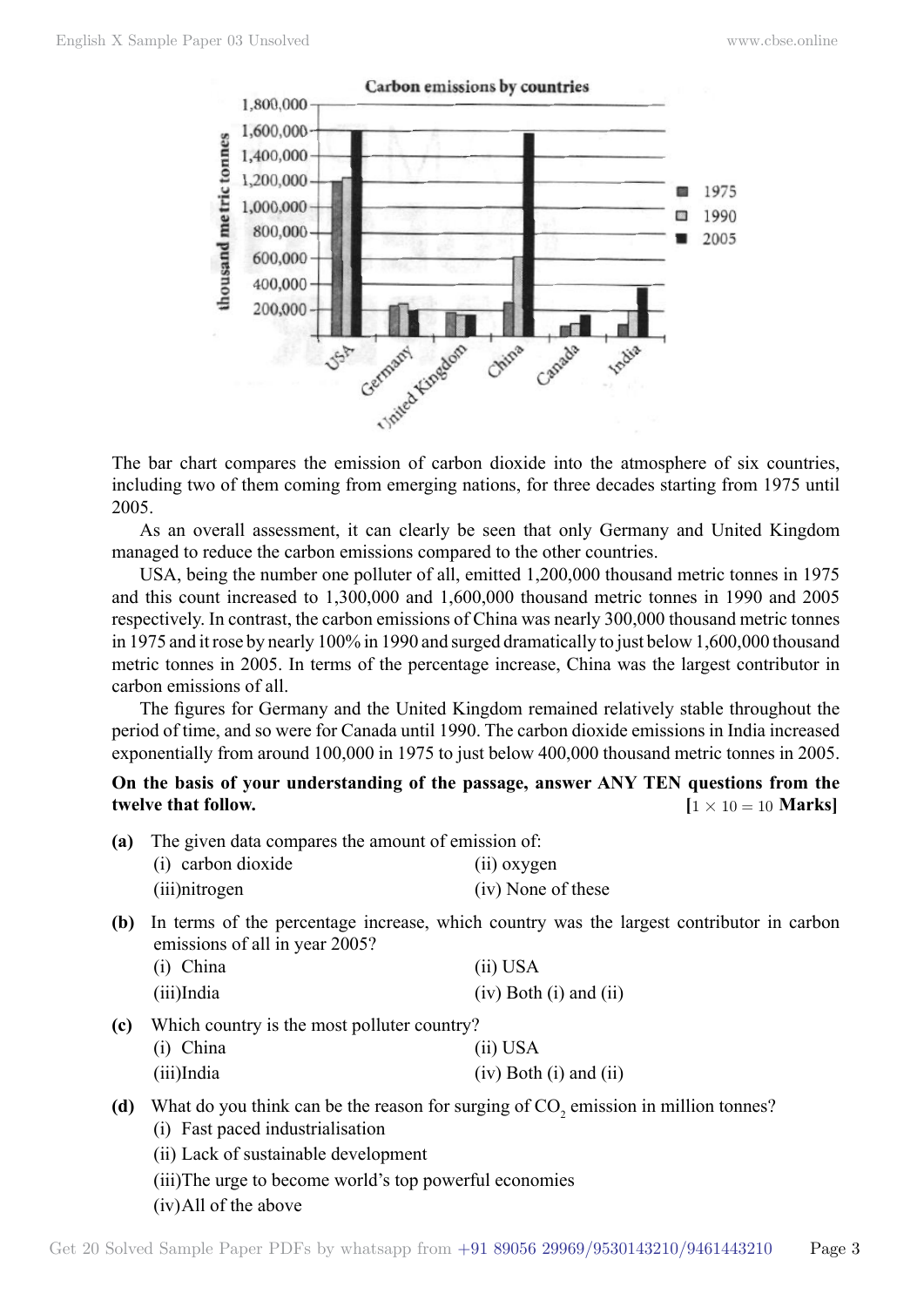The bar chart compares the emission of carbon dioxide into the atmosphere of six countries, including two of them coming from emerging nations, for three decades starting from 1975 until 2005.

As an overall assessment, it can clearly be seen that only Germany and United Kingdom managed to reduce the carbon emissions compared to the other countries.

USA, being the number one polluter of all, emitted 1,200,000 thousand metric tonnes in 1975 and this count increased to 1,300,000 and 1,600,000 thousand metric tonnes in 1990 and 2005 respectively. In contrast, the carbon emissions of China was nearly 300,000 thousand metric tonnes in 1975 and it rose by nearly 100% in 1990 and surged dramatically to just below 1,600,000 thousand metric tonnes in 2005. In terms of the percentage increase, China was the largest contributor in carbon emissions of all.

The figures for Germany and the United Kingdom remained relatively stable throughout the period of time, and so were for Canada until 1990. The carbon dioxide emissions in India increased exponentially from around 100,000 in 1975 to just below 400,000 thousand metric tonnes in 2005.

**On the basis of your understanding of the passage, answer ANY TEN questions from the twelve that follow.** **[$1 \times 10 = 10$ Marks]**

**(a)** The given data compares the amount of emission of:

(i) carbon dioxide (ii) oxygen
(iii) nitrogen (iv) None of these

**(b)** In terms of the percentage increase, which country was the largest contributor in carbon emissions of all in year 2005?

(i) China (ii) USA
(iii) India (iv) Both (i) and (ii)

**(c)** Which country is the most polluter country?

(i) China (ii) USA
(iii) India (iv) Both (i) and (ii)

**(d)** What do you think can be the reason for surging of $CO_2$ emission in million tonnes?

(i) Fast paced industrialisation
(ii) Lack of sustainable development
(iii) The urge to become world's top powerful economies
(iv) All of the above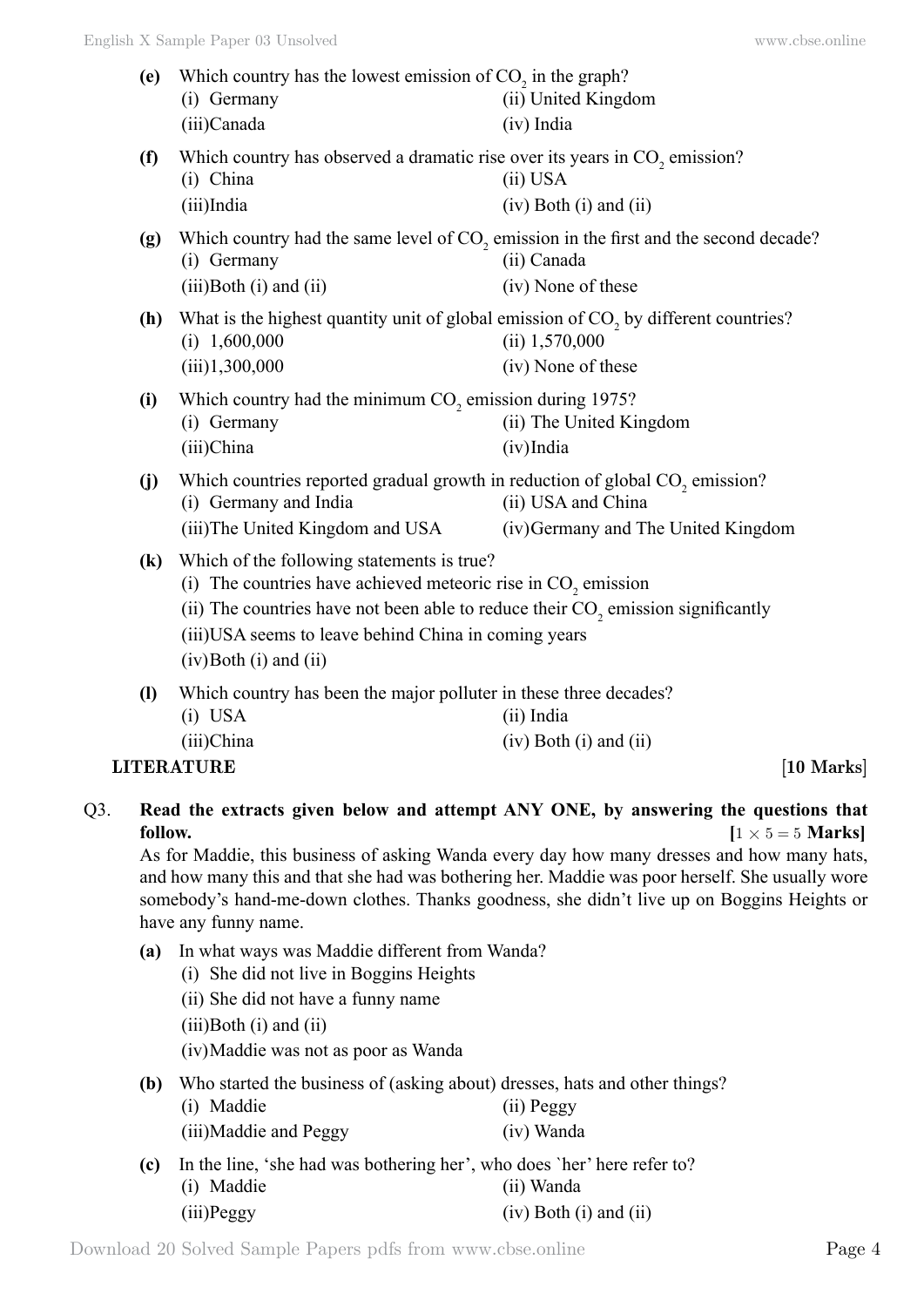**(e)** Which country has the lowest emission of $CO_2$ in the graph?

(i) Germany (ii) United Kingdom

(iii) Canada (iv) India

**(f)** Which country has observed a dramatic rise over its years in $CO_2$ emission?

(i) China (ii) USA

(iii) India (iv) Both (i) and (ii)

**(g)** Which country had the same level of $CO_2$ emission in the first and the second decade?

(i) Germany (ii) Canada

(iii) Both (i) and (ii) (iv) None of these

**(h)** What is the highest quantity unit of global emission of $CO_2$ by different countries?

(i) 1,600,000 (ii) 1,570,000

(iii) 1,300,000 (iv) None of these

**(i)** Which country had the minimum $CO_2$ emission during 1975?

(i) Germany (ii) The United Kingdom

(iii) China (iv) India

**(j)** Which countries reported gradual growth in reduction of global $CO_2$ emission?

(i) Germany and India (ii) USA and China

(iii) The United Kingdom and USA (iv) Germany and The United Kingdom

**(k)** Which of the following statements is true?

(i) The countries have achieved meteoric rise in $CO_2$ emission

(ii) The countries have not been able to reduce their $CO_2$ emission significantly

(iii) USA seems to leave behind China in coming years

(iv) Both (i) and (ii)

**(l)** Which country has been the major polluter in these three decades?

(i) USA (ii) India

(iii) China (iv) Both (i) and (ii)

**LITERATURE** [**10 Marks**]

Q3. **Read the extracts given below and attempt ANY ONE, by answering the questions that follow.** **[$1 \times 5 = 5$ Marks]**

As for Maddie, this business of asking Wanda every day how many dresses and how many hats, and how many this and that she had was bothering her. Maddie was poor herself. She usually wore somebody's hand-me-down clothes. Thanks goodness, she didn't live up on Boggins Heights or have any funny name.

**(a)** In what ways was Maddie different from Wanda?

(i) She did not live in Boggins Heights

(ii) She did not have a funny name

(iii) Both (i) and (ii)

(iv) Maddie was not as poor as Wanda

**(b)** Who started the business of (asking about) dresses, hats and other things?

(i) Maddie (ii) Peggy

(iii) Maddie and Peggy (iv) Wanda

**(c)** In the line, 'she had was bothering her', who does `her' here refer to?

(i) Maddie (ii) Wanda

(iii) Peggy (iv) Both (i) and (ii)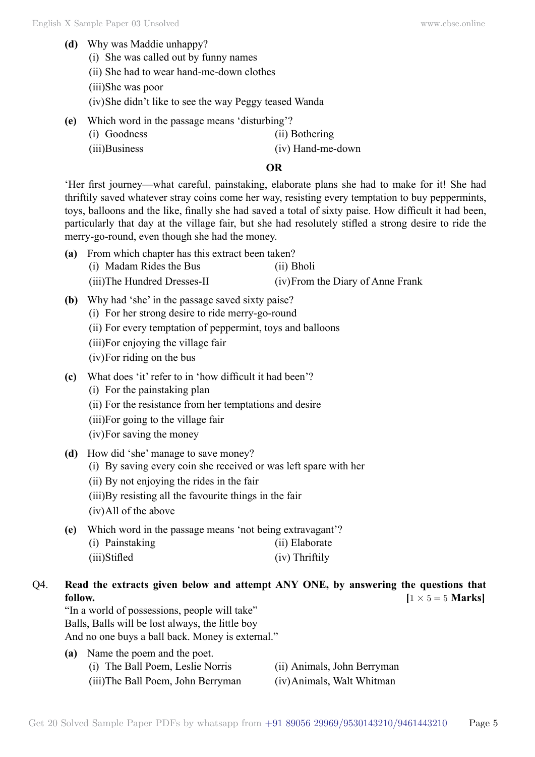**(d)** Why was Maddie unhappy?

(i) She was called out by funny names

(ii) She had to wear hand-me-down clothes

(iii) She was poor

(iv) She didn't like to see the way Peggy teased Wanda

**(e)** Which word in the passage means 'disturbing'?

(i) Goodness (ii) Bothering

(iii) Business (iv) Hand-me-down

**OR**

'Her first journey—what careful, painstaking, elaborate plans she had to make for it! She had thriftily saved whatever stray coins come her way, resisting every temptation to buy peppermints, toys, balloons and the like, finally she had saved a total of sixty paise. How difficult it had been, particularly that day at the village fair, but she had resolutely stifled a strong desire to ride the merry-go-round, even though she had the money.

**(a)** From which chapter has this extract been taken?

(i) Madam Rides the Bus (ii) Bholi

(iii) The Hundred Dresses-II (iv) From the Diary of Anne Frank

**(b)** Why had 'she' in the passage saved sixty paise?

(i) For her strong desire to ride merry-go-round

(ii) For every temptation of peppermint, toys and balloons

(iii) For enjoying the village fair

(iv) For riding on the bus

**(c)** What does 'it' refer to in 'how difficult it had been'?

(i) For the painstaking plan

(ii) For the resistance from her temptations and desire

(iii) For going to the village fair

(iv) For saving the money

**(d)** How did 'she' manage to save money?

(i) By saving every coin she received or was left spare with her

(ii) By not enjoying the rides in the fair

(iii) By resisting all the favourite things in the fair

(iv) All of the above

**(e)** Which word in the passage means 'not being extravagant'?

(i) Painstaking (ii) Elaborate

(iii) Stifled (iv) Thriftily

Q4. **Read the extracts given below and attempt ANY ONE, by answering the questions that follow.** **[$1 \times 5 = 5$ Marks]**

"In a world of possessions, people will take"
Balls, Balls will be lost always, the little boy
And no one buys a ball back. Money is external."

**(a)** Name the poem and the poet.

(i) The Ball Poem, Leslie Norris (ii) Animals, John Berryman

(iii) The Ball Poem, John Berryman (iv) Animals, Walt Whitman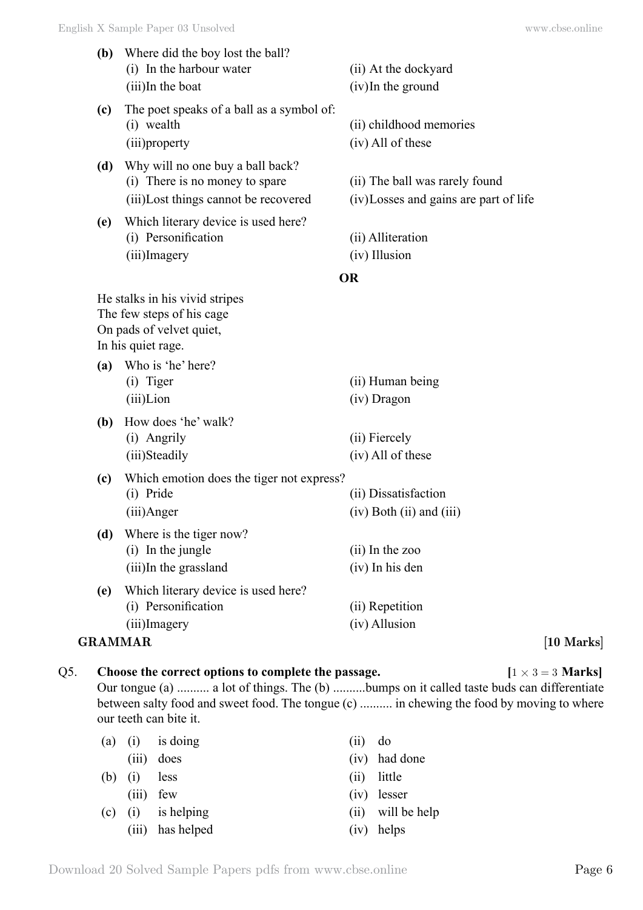**(b)** Where did the boy lost the ball?

(i) In the harbour water  (ii) At the dockyard
(iii) In the boat  (iv) In the ground

**(c)** The poet speaks of a ball as a symbol of:

(i) wealth  (ii) childhood memories
(iii) property  (iv) All of these

**(d)** Why will no one buy a ball back?

(i) There is no money to spare  (ii) The ball was rarely found
(iii) Lost things cannot be recovered  (iv) Losses and gains are part of life

**(e)** Which literary device is used here?

(i) Personification  (ii) Alliteration
(iii) Imagery  (iv) Illusion

**OR**

He stalks in his vivid stripes
The few steps of his cage
On pads of velvet quiet,
In his quiet rage.

**(a)** Who is 'he' here?

(i) Tiger  (ii) Human being
(iii) Lion  (iv) Dragon

**(b)** How does 'he' walk?

(i) Angrily  (ii) Fiercely
(iii) Steadily  (iv) All of these

**(c)** Which emotion does the tiger not express?

(i) Pride  (ii) Dissatisfaction
(iii) Anger  (iv) Both (ii) and (iii)

**(d)** Where is the tiger now?

(i) In the jungle  (ii) In the zoo
(iii) In the grassland  (iv) In his den

**(e)** Which literary device is used here?

(i) Personification  (ii) Repetition
(iii) Imagery  (iv) Allusion

## GRAMMAR [10 Marks]

**Q5. Choose the correct options to complete the passage.** **[$1 \times 3 = 3$ Marks]**

Our tongue (a) .......... a lot of things. The (b) ..........bumps on it called taste buds can differentiate between salty food and sweet food. The tongue (c) .......... in chewing the food by moving to where our teeth can bite it.

(a) (i) is doing  (ii) do
(iii) does  (iv) had done

(b) (i) less  (ii) little
(iii) few  (iv) lesser

(c) (i) is helping  (ii) will be help
(iii) has helped  (iv) helps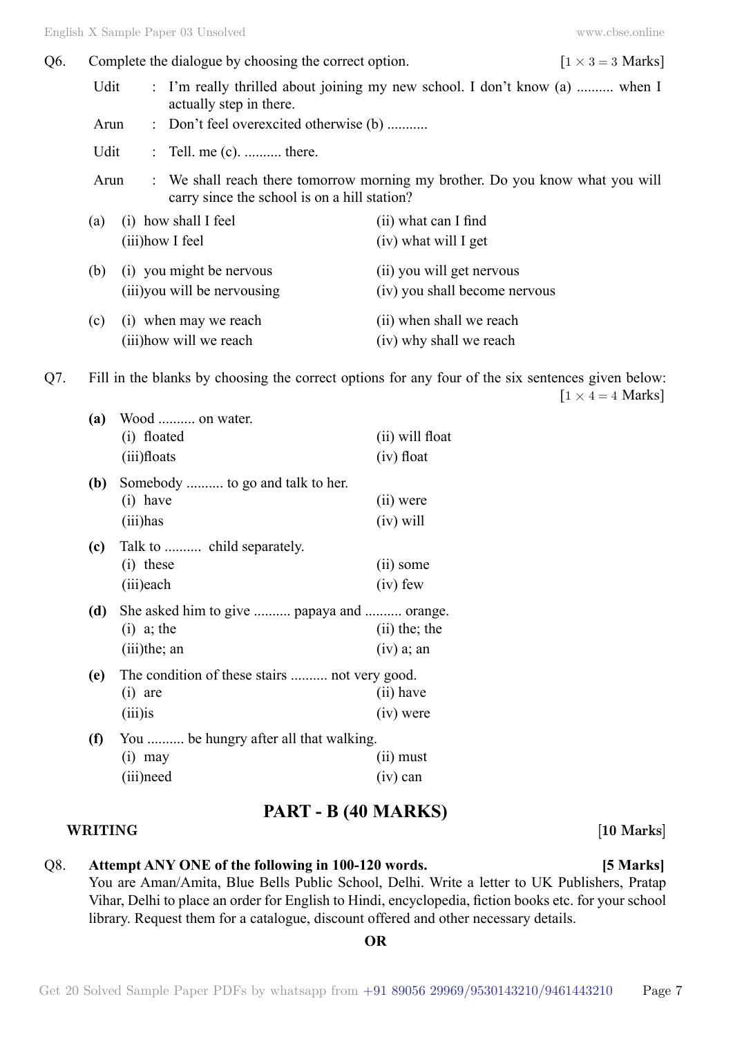Q6. Complete the dialogue by choosing the correct option. [$1 \times 3 = 3$ Marks]

Udit : I'm really thrilled about joining my new school. I don't know (a) .......... when I actually step in there.

Arun : Don't feel overexcited otherwise (b) ...........

Udit : Tell. me (c). .......... there.

Arun : We shall reach there tomorrow morning my brother. Do you know what you will carry since the school is on a hill station?

(a) (i) how shall I feel (ii) what can I find
(iii)how I feel (iv) what will I get

(b) (i) you might be nervous (ii) you will get nervous
(iii)you will be nervousing (iv) you shall become nervous

(c) (i) when may we reach (ii) when shall we reach
(iii)how will we reach (iv) why shall we reach

Q7. Fill in the blanks by choosing the correct options for any four of the six sentences given below: [$1 \times 4 = 4$ Marks]

**(a)** Wood .......... on water.
(i) floated (ii) will float
(iii)floats (iv) float

**(b)** Somebody .......... to go and talk to her.
(i) have (ii) were
(iii)has (iv) will

**(c)** Talk to .......... child separately.
(i) these (ii) some
(iii)each (iv) few

**(d)** She asked him to give .......... papaya and .......... orange.
(i) a; the (ii) the; the
(iii)the; an (iv) a; an

**(e)** The condition of these stairs .......... not very good.
(i) are (ii) have
(iii)is (iv) were

**(f)** You .......... be hungry after all that walking.
(i) may (ii) must
(iii)need (iv) can

## PART - B (40 MARKS)

**WRITING** **[10 Marks]**

Q8. **Attempt ANY ONE of the following in 100-120 words.** **[5 Marks]**

You are Aman/Amita, Blue Bells Public School, Delhi. Write a letter to UK Publishers, Pratap Vihar, Delhi to place an order for English to Hindi, encyclopedia, fiction books etc. for your school library. Request them for a catalogue, discount offered and other necessary details.

**OR**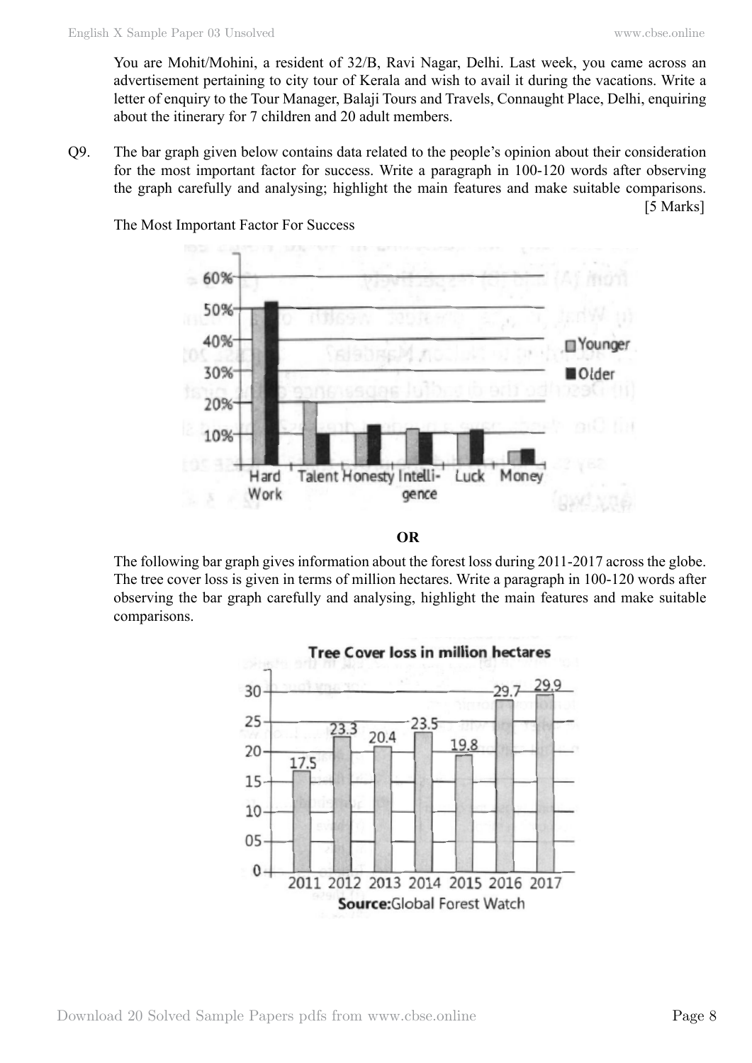You are Mohit/Mohini, a resident of 32/B, Ravi Nagar, Delhi. Last week, you came across an advertisement pertaining to city tour of Kerala and wish to avail it during the vacations. Write a letter of enquiry to the Tour Manager, Balaji Tours and Travels, Connaught Place, Delhi, enquiring about the itinerary for 7 children and 20 adult members.

Q9. The bar graph given below contains data related to the people's opinion about their consideration for the most important factor for success. Write a paragraph in 100-120 words after observing the graph carefully and analysing; highlight the main features and make suitable comparisons. [5 Marks]

The Most Important Factor For Success

**OR**

The following bar graph gives information about the forest loss during 2011-2017 across the globe. The tree cover loss is given in terms of million hectares. Write a paragraph in 100-120 words after observing the bar graph carefully and analysing, highlight the main features and make suitable comparisons.

**Tree Cover loss in million hectares**

| Year | 2011 | 2012 | 2013 | 2014 | 2015 | 2016 | 2017 |
|---|---|---|---|---|---|---|---|
| Tree cover loss (million hectares) | 17.5 | 23.3 | 20.4 | 23.5 | 19.8 | 29.7 | 29.9 |

**Source:** Global Forest Watch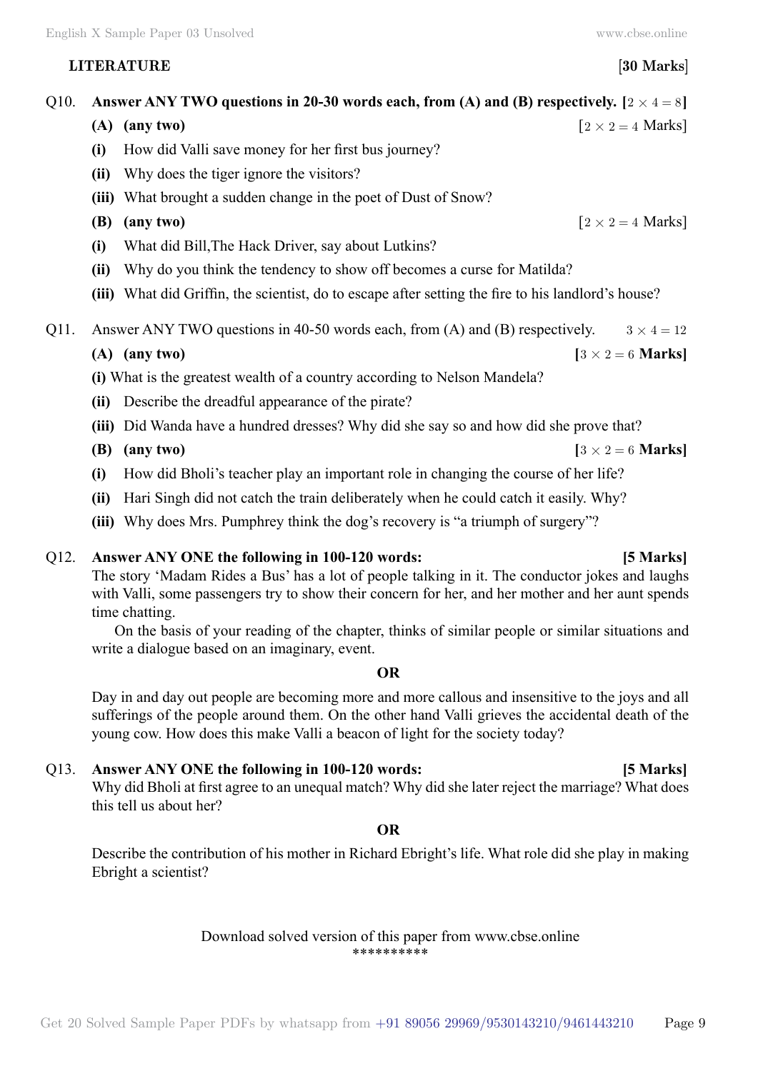**LITERATURE** **[30 Marks]**

Q10. **Answer ANY TWO questions in 20-30 words each, from (A) and (B) respectively. [$2 \times 4 = 8$]**

**(A) (any two)** [$2 \times 2 = 4$ Marks]

**(i)** How did Valli save money for her first bus journey?

**(ii)** Why does the tiger ignore the visitors?

**(iii)** What brought a sudden change in the poet of Dust of Snow?

**(B) (any two)** [$2 \times 2 = 4$ Marks]

**(i)** What did Bill,The Hack Driver, say about Lutkins?

**(ii)** Why do you think the tendency to show off becomes a curse for Matilda?

**(iii)** What did Griffin, the scientist, do to escape after setting the fire to his landlord's house?

Q11. Answer ANY TWO questions in 40-50 words each, from (A) and (B) respectively. $3 \times 4 = 12$

**(A) (any two)** **[$3 \times 2 = 6$ Marks]**

**(i)** What is the greatest wealth of a country according to Nelson Mandela?

**(ii)** Describe the dreadful appearance of the pirate?

**(iii)** Did Wanda have a hundred dresses? Why did she say so and how did she prove that?

**(B) (any two)** **[$3 \times 2 = 6$ Marks]**

**(i)** How did Bholi's teacher play an important role in changing the course of her life?

**(ii)** Hari Singh did not catch the train deliberately when he could catch it easily. Why?

**(iii)** Why does Mrs. Pumphrey think the dog's recovery is "a triumph of surgery"?

Q12. **Answer ANY ONE the following in 100-120 words:** **[5 Marks]**

The story 'Madam Rides a Bus' has a lot of people talking in it. The conductor jokes and laughs with Valli, some passengers try to show their concern for her, and her mother and her aunt spends time chatting.

On the basis of your reading of the chapter, thinks of similar people or similar situations and write a dialogue based on an imaginary, event.

**OR**

Day in and day out people are becoming more and more callous and insensitive to the joys and all sufferings of the people around them. On the other hand Valli grieves the accidental death of the young cow. How does this make Valli a beacon of light for the society today?

Q13. **Answer ANY ONE the following in 100-120 words:** **[5 Marks]**

Why did Bholi at first agree to an unequal match? Why did she later reject the marriage? What does this tell us about her?

**OR**

Describe the contribution of his mother in Richard Ebright's life. What role did she play in making Ebright a scientist?

Download solved version of this paper from www.cbse.online

**********